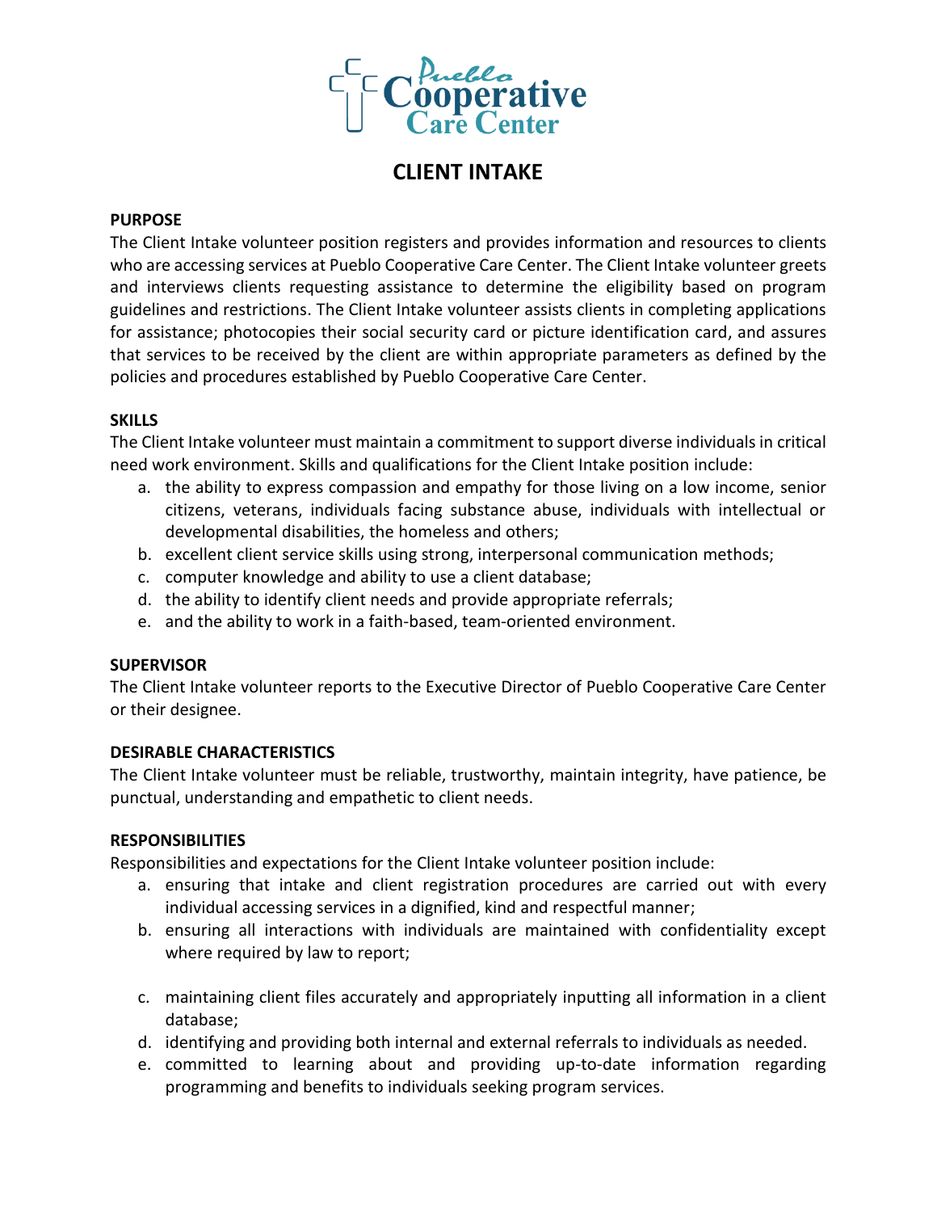Pueblo Cooperative Care Center

# CLIENT INTAKE

**PURPOSE**

The Client Intake volunteer position registers and provides information and resources to clients who are accessing services at Pueblo Cooperative Care Center. The Client Intake volunteer greets and interviews clients requesting assistance to determine the eligibility based on program guidelines and restrictions. The Client Intake volunteer assists clients in completing applications for assistance; photocopies their social security card or picture identification card, and assures that services to be received by the client are within appropriate parameters as defined by the policies and procedures established by Pueblo Cooperative Care Center.

**SKILLS**

The Client Intake volunteer must maintain a commitment to support diverse individuals in critical need work environment. Skills and qualifications for the Client Intake position include:

a. the ability to express compassion and empathy for those living on a low income, senior citizens, veterans, individuals facing substance abuse, individuals with intellectual or developmental disabilities, the homeless and others;
b. excellent client service skills using strong, interpersonal communication methods;
c. computer knowledge and ability to use a client database;
d. the ability to identify client needs and provide appropriate referrals;
e. and the ability to work in a faith-based, team-oriented environment.

**SUPERVISOR**

The Client Intake volunteer reports to the Executive Director of Pueblo Cooperative Care Center or their designee.

**DESIRABLE CHARACTERISTICS**

The Client Intake volunteer must be reliable, trustworthy, maintain integrity, have patience, be punctual, understanding and empathetic to client needs.

**RESPONSIBILITIES**

Responsibilities and expectations for the Client Intake volunteer position include:

a. ensuring that intake and client registration procedures are carried out with every individual accessing services in a dignified, kind and respectful manner;
b. ensuring all interactions with individuals are maintained with confidentiality except where required by law to report;
c. maintaining client files accurately and appropriately inputting all information in a client database;
d. identifying and providing both internal and external referrals to individuals as needed.
e. committed to learning about and providing up-to-date information regarding programming and benefits to individuals seeking program services.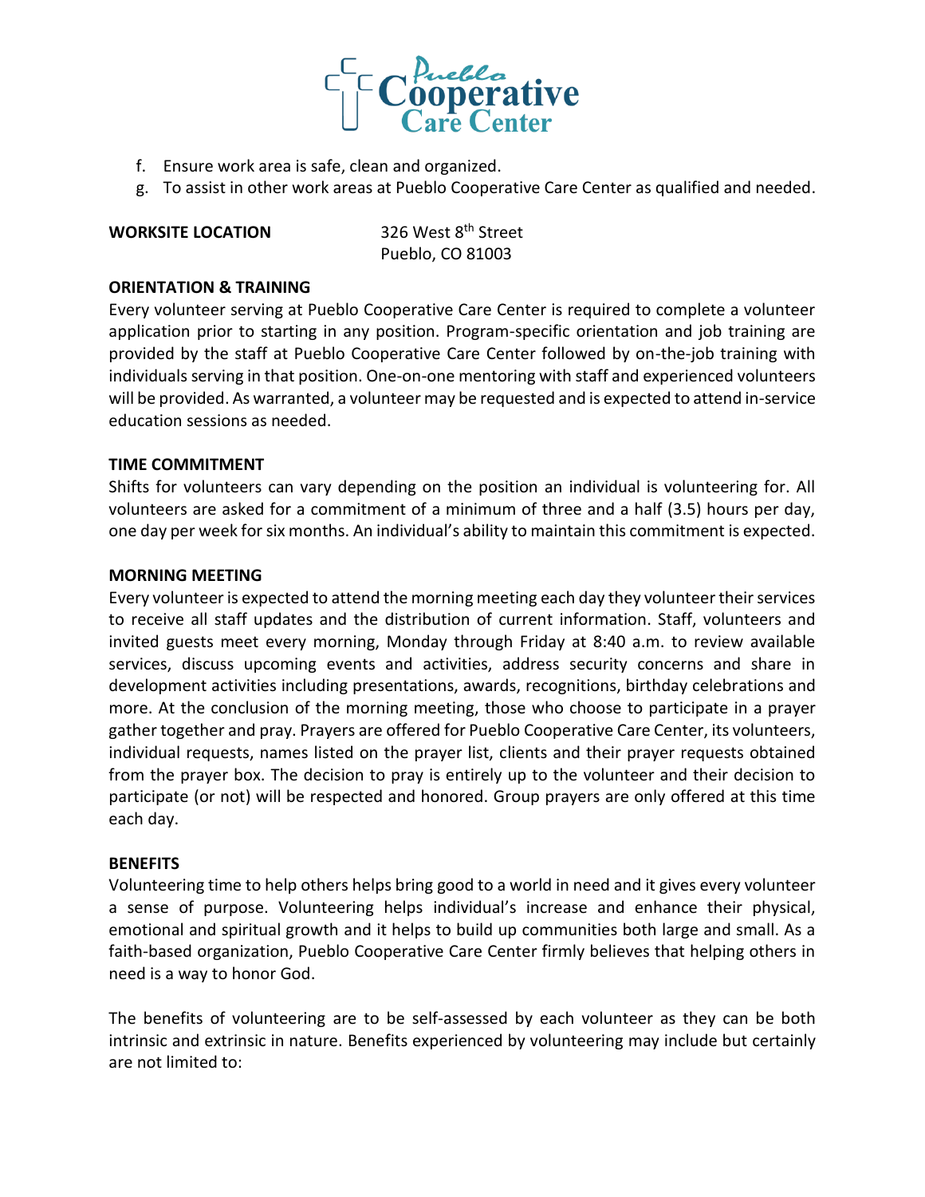f. Ensure work area is safe, clean and organized.
g. To assist in other work areas at Pueblo Cooperative Care Center as qualified and needed.

**WORKSITE LOCATION**

326 West 8th Street
Pueblo, CO 81003

**ORIENTATION & TRAINING**

Every volunteer serving at Pueblo Cooperative Care Center is required to complete a volunteer application prior to starting in any position. Program-specific orientation and job training are provided by the staff at Pueblo Cooperative Care Center followed by on-the-job training with individuals serving in that position. One-on-one mentoring with staff and experienced volunteers will be provided. As warranted, a volunteer may be requested and is expected to attend in-service education sessions as needed.

**TIME COMMITMENT**

Shifts for volunteers can vary depending on the position an individual is volunteering for. All volunteers are asked for a commitment of a minimum of three and a half (3.5) hours per day, one day per week for six months. An individual's ability to maintain this commitment is expected.

**MORNING MEETING**

Every volunteer is expected to attend the morning meeting each day they volunteer their services to receive all staff updates and the distribution of current information. Staff, volunteers and invited guests meet every morning, Monday through Friday at 8:40 a.m. to review available services, discuss upcoming events and activities, address security concerns and share in development activities including presentations, awards, recognitions, birthday celebrations and more. At the conclusion of the morning meeting, those who choose to participate in a prayer gather together and pray. Prayers are offered for Pueblo Cooperative Care Center, its volunteers, individual requests, names listed on the prayer list, clients and their prayer requests obtained from the prayer box. The decision to pray is entirely up to the volunteer and their decision to participate (or not) will be respected and honored. Group prayers are only offered at this time each day.

**BENEFITS**

Volunteering time to help others helps bring good to a world in need and it gives every volunteer a sense of purpose. Volunteering helps individual's increase and enhance their physical, emotional and spiritual growth and it helps to build up communities both large and small. As a faith-based organization, Pueblo Cooperative Care Center firmly believes that helping others in need is a way to honor God.

The benefits of volunteering are to be self-assessed by each volunteer as they can be both intrinsic and extrinsic in nature. Benefits experienced by volunteering may include but certainly are not limited to: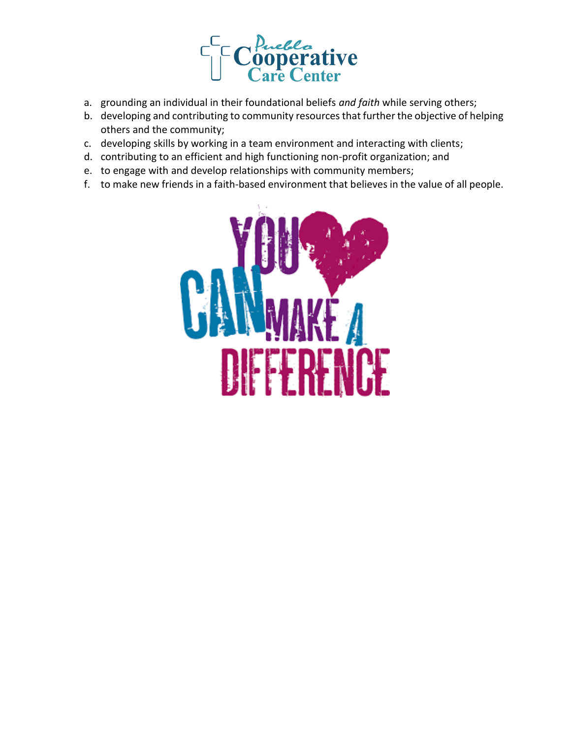a. grounding an individual in their foundational beliefs *and faith* while serving others;
b. developing and contributing to community resources that further the objective of helping others and the community;
c. developing skills by working in a team environment and interacting with clients;
d. contributing to an efficient and high functioning non-profit organization; and
e. to engage with and develop relationships with community members;
f. to make new friends in a faith-based environment that believes in the value of all people.